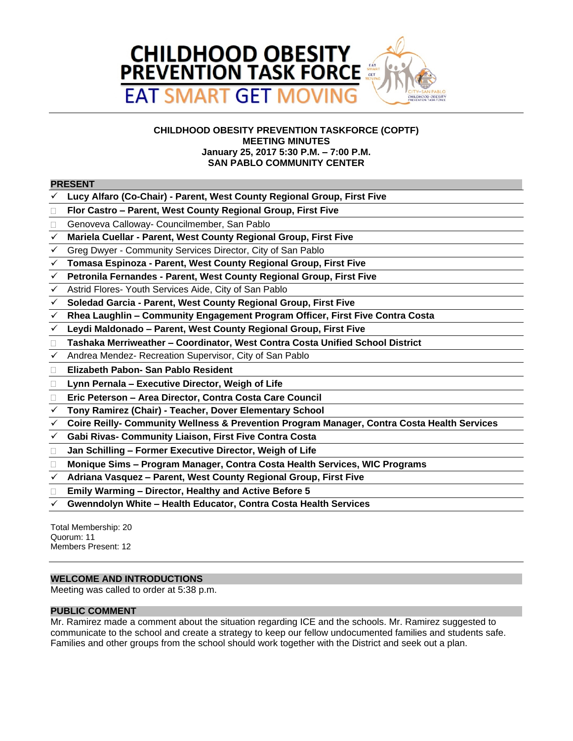# CHILDHOOD OBESITY PREVENTION TASK FORCE
## EAT SMART GET MOVING

**CHILDHOOD OBESITY PREVENTION TASKFORCE (COPTF)**
**MEETING MINUTES**
**January 25, 2017 5:30 P.M. – 7:00 P.M.**
**SAN PABLO COMMUNITY CENTER**

### PRESENT

- ✓ **Lucy Alfaro (Co-Chair) - Parent, West County Regional Group, First Five**
- ☐ **Flor Castro – Parent, West County Regional Group, First Five**
- ☐ Genoveva Calloway- Councilmember, San Pablo
- ✓ **Mariela Cuellar - Parent, West County Regional Group, First Five**
- ✓ Greg Dwyer - Community Services Director, City of San Pablo
- ✓ **Tomasa Espinoza - Parent, West County Regional Group, First Five**
- ✓ **Petronila Fernandes - Parent, West County Regional Group, First Five**
- ✓ Astrid Flores- Youth Services Aide, City of San Pablo
- ✓ **Soledad Garcia - Parent, West County Regional Group, First Five**
- ✓ **Rhea Laughlin – Community Engagement Program Officer, First Five Contra Costa**
- ✓ **Leydi Maldonado – Parent, West County Regional Group, First Five**
- ☐ **Tashaka Merriweather – Coordinator, West Contra Costa Unified School District**
- ✓ Andrea Mendez- Recreation Supervisor, City of San Pablo
- ☐ **Elizabeth Pabon- San Pablo Resident**
- ☐ **Lynn Pernala – Executive Director, Weigh of Life**
- ☐ **Eric Peterson – Area Director, Contra Costa Care Council**
- ✓ **Tony Ramirez (Chair) - Teacher, Dover Elementary School**
- ✓ **Coire Reilly- Community Wellness & Prevention Program Manager, Contra Costa Health Services**
- ✓ **Gabi Rivas- Community Liaison, First Five Contra Costa**
- ☐ **Jan Schilling – Former Executive Director, Weigh of Life**
- ☐ **Monique Sims – Program Manager, Contra Costa Health Services, WIC Programs**
- ✓ **Adriana Vasquez – Parent, West County Regional Group, First Five**
- ☐ **Emily Warming – Director, Healthy and Active Before 5**
- ✓ **Gwenndolyn White – Health Educator, Contra Costa Health Services**

Total Membership: 20
Quorum: 11
Members Present: 12

### WELCOME AND INTRODUCTIONS

Meeting was called to order at 5:38 p.m.

### PUBLIC COMMENT

Mr. Ramirez made a comment about the situation regarding ICE and the schools. Mr. Ramirez suggested to communicate to the school and create a strategy to keep our fellow undocumented families and students safe. Families and other groups from the school should work together with the District and seek out a plan.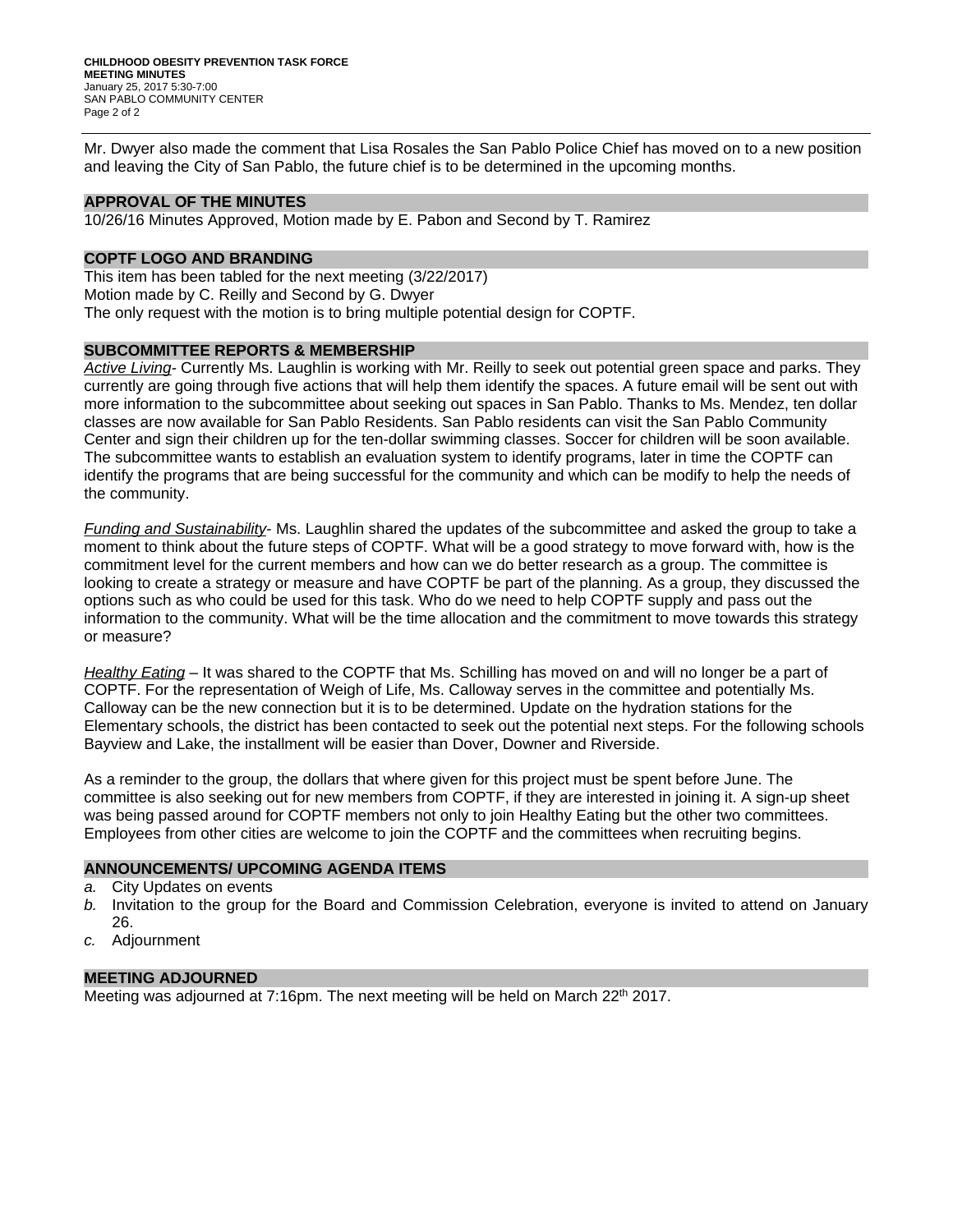Mr. Dwyer also made the comment that Lisa Rosales the San Pablo Police Chief has moved on to a new position and leaving the City of San Pablo, the future chief is to be determined in the upcoming months.

## APPROVAL OF THE MINUTES

10/26/16 Minutes Approved, Motion made by E. Pabon and Second by T. Ramirez

## COPTF LOGO AND BRANDING

This item has been tabled for the next meeting (3/22/2017)
Motion made by C. Reilly and Second by G. Dwyer
The only request with the motion is to bring multiple potential design for COPTF.

## SUBCOMMITTEE REPORTS & MEMBERSHIP

*Active Living*- Currently Ms. Laughlin is working with Mr. Reilly to seek out potential green space and parks. They currently are going through five actions that will help them identify the spaces. A future email will be sent out with more information to the subcommittee about seeking out spaces in San Pablo. Thanks to Ms. Mendez, ten dollar classes are now available for San Pablo Residents. San Pablo residents can visit the San Pablo Community Center and sign their children up for the ten-dollar swimming classes. Soccer for children will be soon available. The subcommittee wants to establish an evaluation system to identify programs, later in time the COPTF can identify the programs that are being successful for the community and which can be modify to help the needs of the community.

*Funding and Sustainability*- Ms. Laughlin shared the updates of the subcommittee and asked the group to take a moment to think about the future steps of COPTF. What will be a good strategy to move forward with, how is the commitment level for the current members and how can we do better research as a group. The committee is looking to create a strategy or measure and have COPTF be part of the planning. As a group, they discussed the options such as who could be used for this task. Who do we need to help COPTF supply and pass out the information to the community. What will be the time allocation and the commitment to move towards this strategy or measure?

*Healthy Eating* – It was shared to the COPTF that Ms. Schilling has moved on and will no longer be a part of COPTF. For the representation of Weigh of Life, Ms. Calloway serves in the committee and potentially Ms. Calloway can be the new connection but it is to be determined. Update on the hydration stations for the Elementary schools, the district has been contacted to seek out the potential next steps. For the following schools Bayview and Lake, the installment will be easier than Dover, Downer and Riverside.

As a reminder to the group, the dollars that where given for this project must be spent before June. The committee is also seeking out for new members from COPTF, if they are interested in joining it. A sign-up sheet was being passed around for COPTF members not only to join Healthy Eating but the other two committees. Employees from other cities are welcome to join the COPTF and the committees when recruiting begins.

## ANNOUNCEMENTS/ UPCOMING AGENDA ITEMS

*a.* City Updates on events
*b.* Invitation to the group for the Board and Commission Celebration, everyone is invited to attend on January 26.
*c.* Adjournment

## MEETING ADJOURNED

Meeting was adjourned at 7:16pm. The next meeting will be held on March 22th 2017.